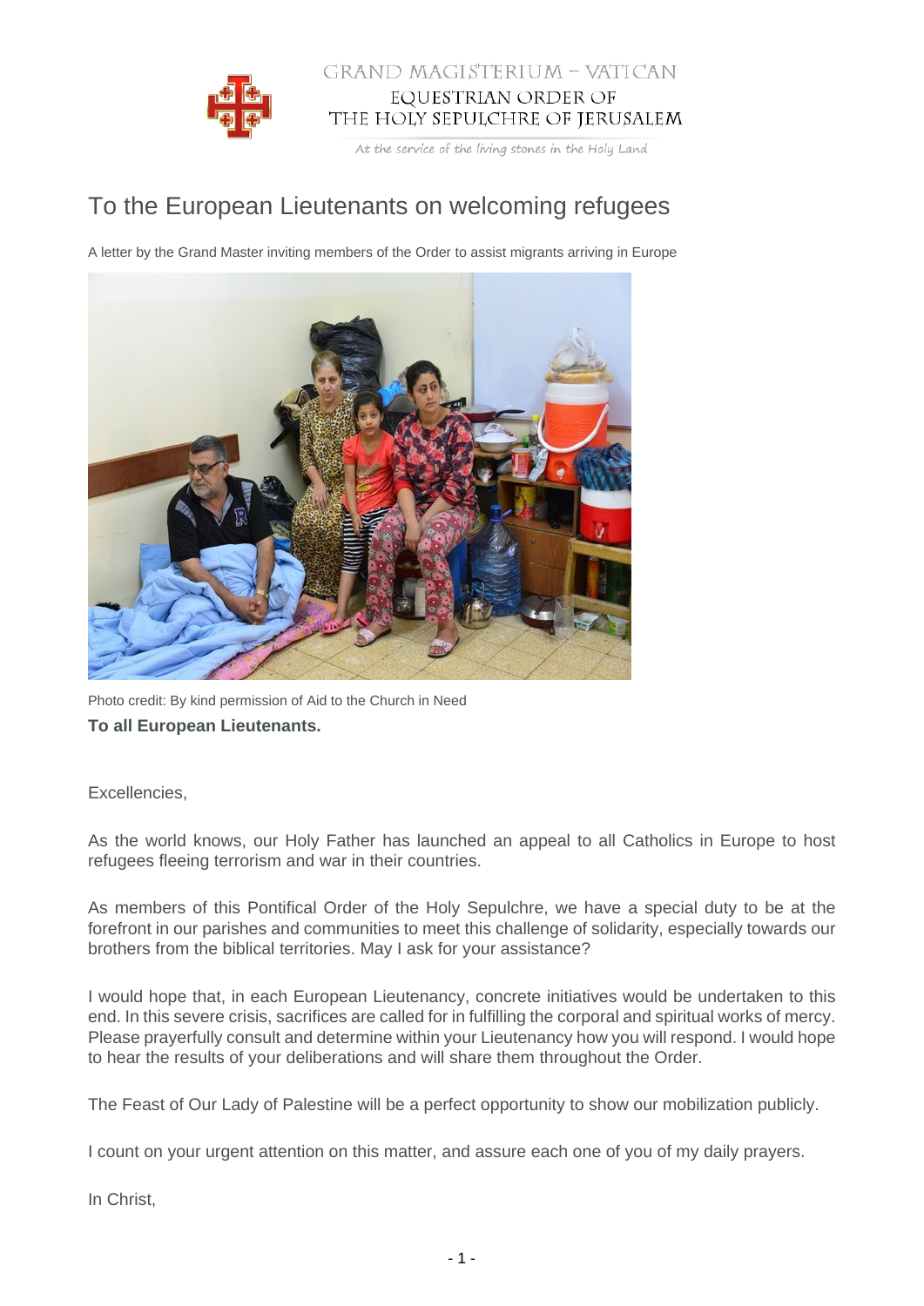GRAND MAGISTERIUM – VATICAN

EQUESTRIAN ORDER OF THE HOLY SEPULCHRE OF JERUSALEM

At the service of the living stones in the Holy Land

# To the European Lieutenants on welcoming refugees

A letter by the Grand Master inviting members of the Order to assist migrants arriving in Europe

Photo credit: By kind permission of Aid to the Church in Need

**To all European Lieutenants.**

Excellencies,

As the world knows, our Holy Father has launched an appeal to all Catholics in Europe to host refugees fleeing terrorism and war in their countries.

As members of this Pontifical Order of the Holy Sepulchre, we have a special duty to be at the forefront in our parishes and communities to meet this challenge of solidarity, especially towards our brothers from the biblical territories. May I ask for your assistance?

I would hope that, in each European Lieutenancy, concrete initiatives would be undertaken to this end. In this severe crisis, sacrifices are called for in fulfilling the corporal and spiritual works of mercy. Please prayerfully consult and determine within your Lieutenancy how you will respond. I would hope to hear the results of your deliberations and will share them throughout the Order.

The Feast of Our Lady of Palestine will be a perfect opportunity to show our mobilization publicly.

I count on your urgent attention on this matter, and assure each one of you of my daily prayers.

In Christ,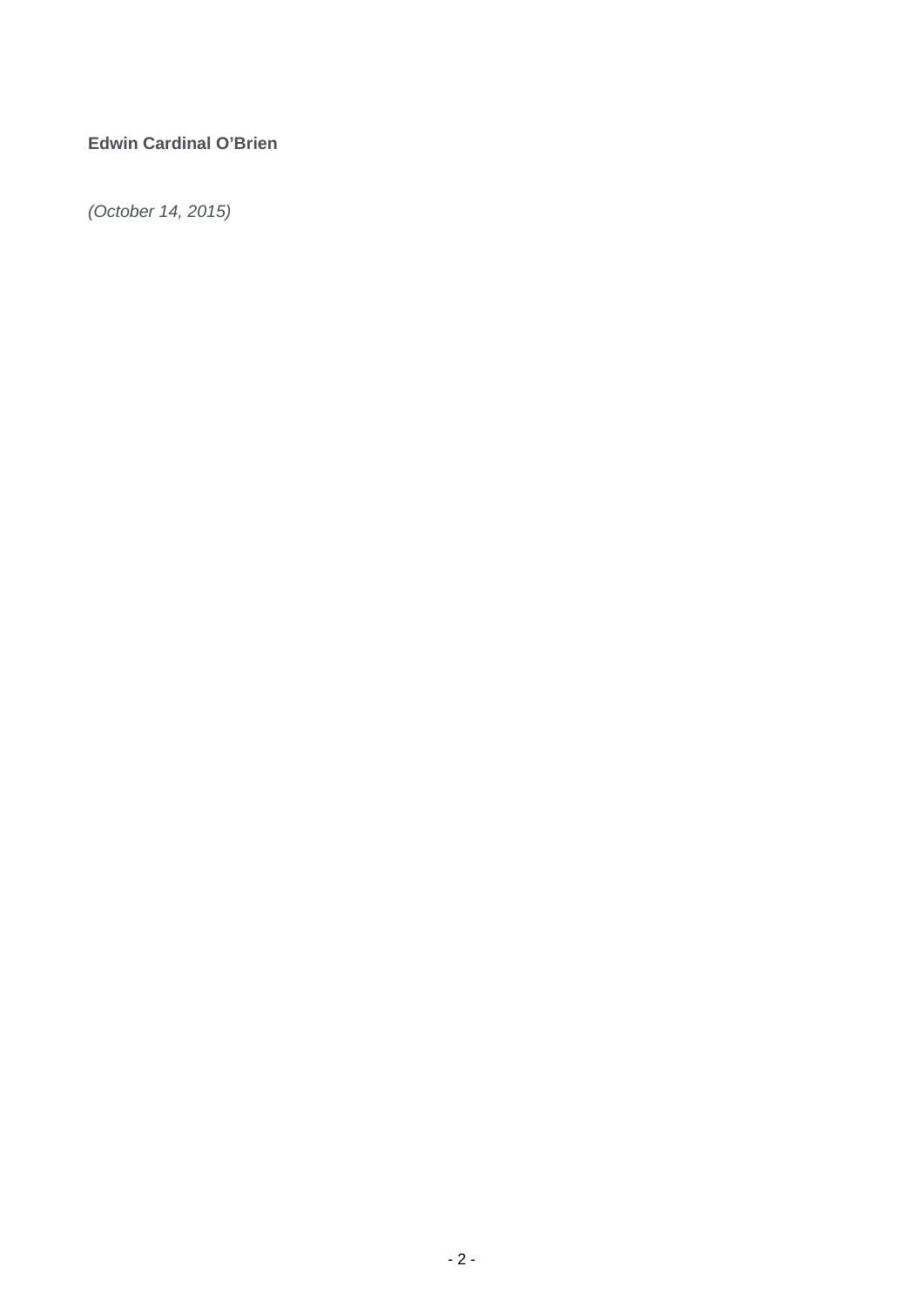**Edwin Cardinal O'Brien**

*(October 14, 2015)*